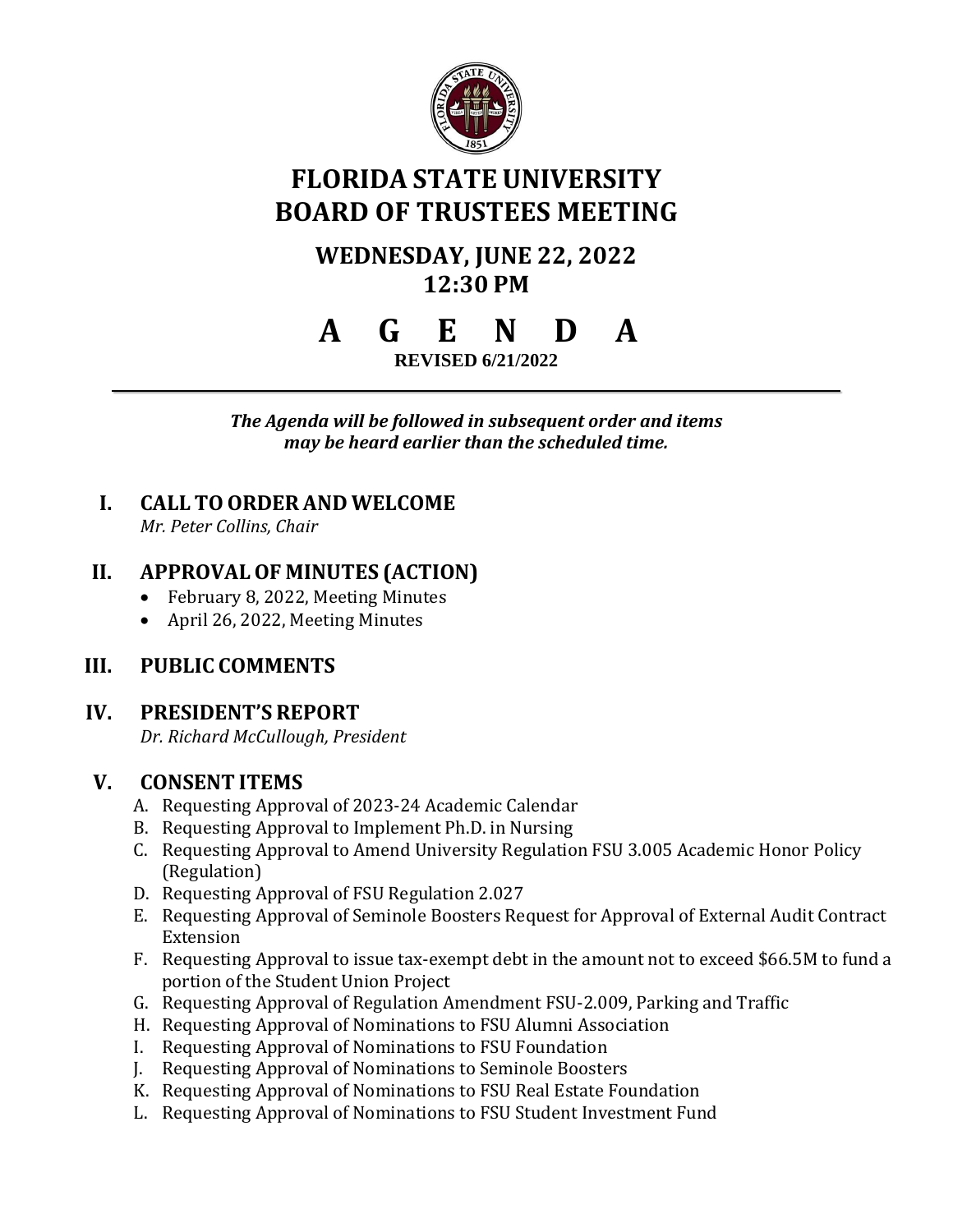# FLORIDA STATE UNIVERSITY BOARD OF TRUSTEES MEETING

## WEDNESDAY, JUNE 22, 2022
## 12:30 PM

# A G E N D A

**REVISED 6/21/2022**

---

***The Agenda will be followed in subsequent order and items may be heard earlier than the scheduled time.***

## I. CALL TO ORDER AND WELCOME

*Mr. Peter Collins, Chair*

## II. APPROVAL OF MINUTES (ACTION)

- February 8, 2022, Meeting Minutes
- April 26, 2022, Meeting Minutes

## III. PUBLIC COMMENTS

## IV. PRESIDENT'S REPORT

*Dr. Richard McCullough, President*

## V. CONSENT ITEMS

A. Requesting Approval of 2023-24 Academic Calendar
B. Requesting Approval to Implement Ph.D. in Nursing
C. Requesting Approval to Amend University Regulation FSU 3.005 Academic Honor Policy (Regulation)
D. Requesting Approval of FSU Regulation 2.027
E. Requesting Approval of Seminole Boosters Request for Approval of External Audit Contract Extension
F. Requesting Approval to issue tax-exempt debt in the amount not to exceed $66.5M to fund a portion of the Student Union Project
G. Requesting Approval of Regulation Amendment FSU-2.009, Parking and Traffic
H. Requesting Approval of Nominations to FSU Alumni Association
I. Requesting Approval of Nominations to FSU Foundation
J. Requesting Approval of Nominations to Seminole Boosters
K. Requesting Approval of Nominations to FSU Real Estate Foundation
L. Requesting Approval of Nominations to FSU Student Investment Fund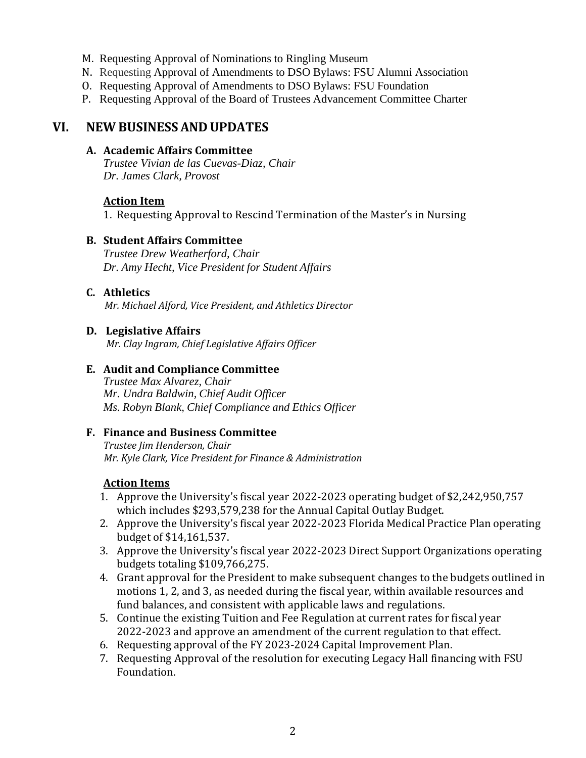M. Requesting Approval of Nominations to Ringling Museum
N. Requesting Approval of Amendments to DSO Bylaws: FSU Alumni Association
O. Requesting Approval of Amendments to DSO Bylaws: FSU Foundation
P. Requesting Approval of the Board of Trustees Advancement Committee Charter

## VI. NEW BUSINESS AND UPDATES

### A. Academic Affairs Committee

*Trustee Vivian de las Cuevas-Diaz, Chair*
*Dr. James Clark, Provost*

**Action Item**

1. Requesting Approval to Rescind Termination of the Master's in Nursing

### B. Student Affairs Committee

*Trustee Drew Weatherford, Chair*
*Dr. Amy Hecht, Vice President for Student Affairs*

### C. Athletics

*Mr. Michael Alford, Vice President, and Athletics Director*

### D. Legislative Affairs

*Mr. Clay Ingram, Chief Legislative Affairs Officer*

### E. Audit and Compliance Committee

*Trustee Max Alvarez, Chair*
*Mr. Undra Baldwin, Chief Audit Officer*
*Ms. Robyn Blank, Chief Compliance and Ethics Officer*

### F. Finance and Business Committee

*Trustee Jim Henderson, Chair*
*Mr. Kyle Clark, Vice President for Finance & Administration*

**Action Items**

1. Approve the University's fiscal year 2022-2023 operating budget of $2,242,950,757 which includes $293,579,238 for the Annual Capital Outlay Budget.
2. Approve the University's fiscal year 2022-2023 Florida Medical Practice Plan operating budget of $14,161,537.
3. Approve the University's fiscal year 2022-2023 Direct Support Organizations operating budgets totaling $109,766,275.
4. Grant approval for the President to make subsequent changes to the budgets outlined in motions 1, 2, and 3, as needed during the fiscal year, within available resources and fund balances, and consistent with applicable laws and regulations.
5. Continue the existing Tuition and Fee Regulation at current rates for fiscal year 2022-2023 and approve an amendment of the current regulation to that effect.
6. Requesting approval of the FY 2023-2024 Capital Improvement Plan.
7. Requesting Approval of the resolution for executing Legacy Hall financing with FSU Foundation.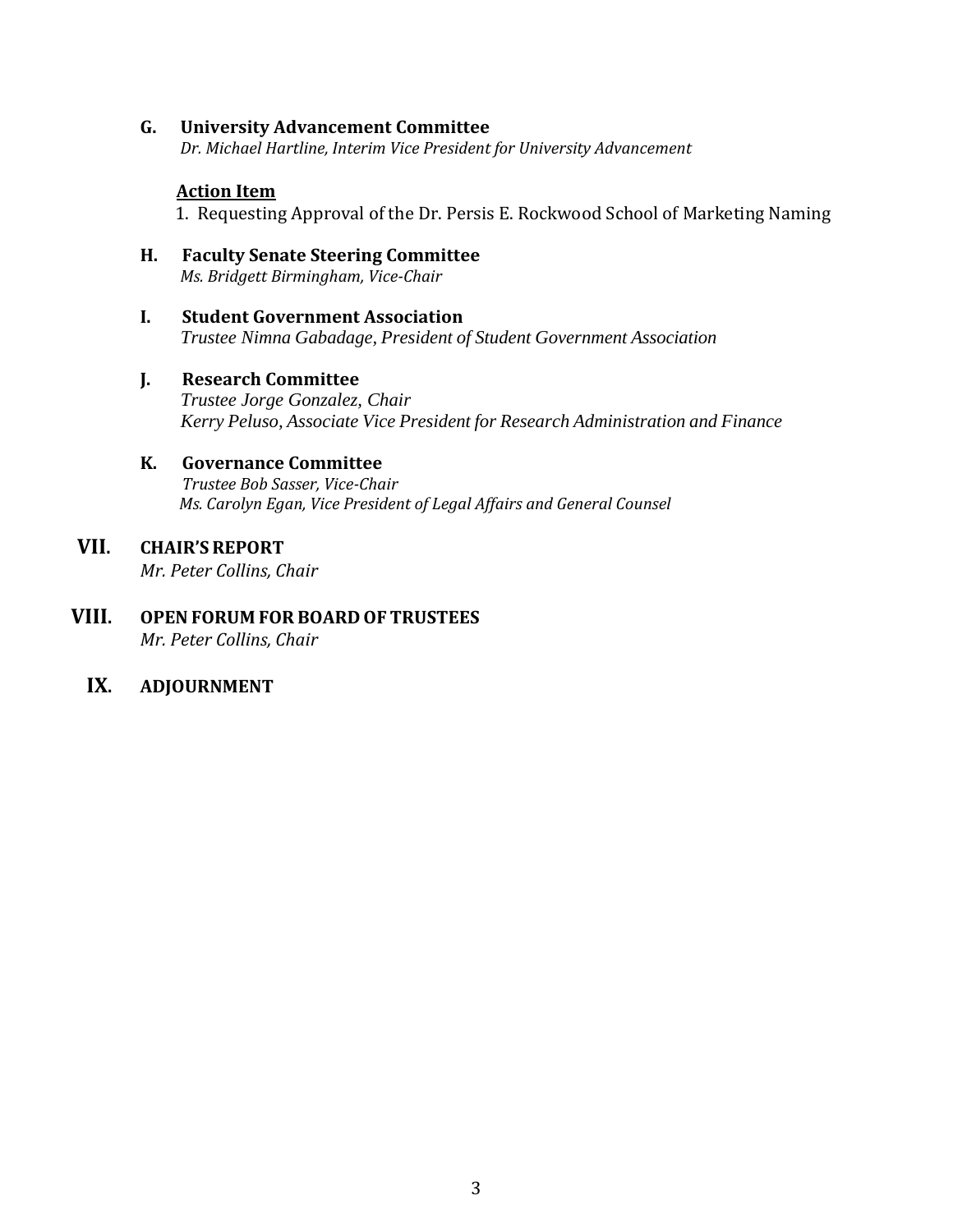**G. University Advancement Committee**
*Dr. Michael Hartline, Interim Vice President for University Advancement*

**Action Item**

1. Requesting Approval of the Dr. Persis E. Rockwood School of Marketing Naming

**H. Faculty Senate Steering Committee**
*Ms. Bridgett Birmingham, Vice-Chair*

**I. Student Government Association**
*Trustee Nimna Gabadage, President of Student Government Association*

**J. Research Committee**
*Trustee Jorge Gonzalez, Chair*
*Kerry Peluso, Associate Vice President for Research Administration and Finance*

**K. Governance Committee**
*Trustee Bob Sasser, Vice-Chair*
*Ms. Carolyn Egan, Vice President of Legal Affairs and General Counsel*

## VII. CHAIR'S REPORT
*Mr. Peter Collins, Chair*

## VIII. OPEN FORUM FOR BOARD OF TRUSTEES
*Mr. Peter Collins, Chair*

## IX. ADJOURNMENT